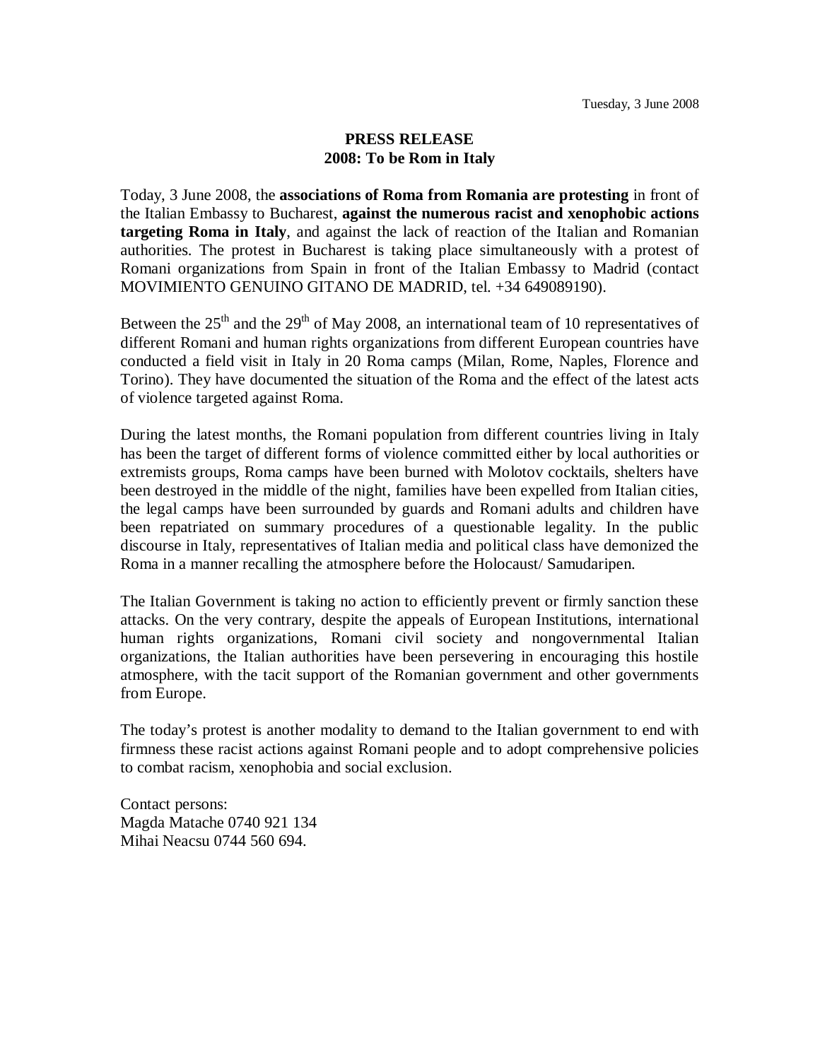Tuesday, 3 June 2008

**PRESS RELEASE**
**2008: To be Rom in Italy**

Today, 3 June 2008, the **associations of Roma from Romania are protesting** in front of the Italian Embassy to Bucharest, **against the numerous racist and xenophobic actions targeting Roma in Italy**, and against the lack of reaction of the Italian and Romanian authorities. The protest in Bucharest is taking place simultaneously with a protest of Romani organizations from Spain in front of the Italian Embassy to Madrid (contact MOVIMIENTO GENUINO GITANO DE MADRID, tel. +34 649089190).

Between the 25th and the 29th of May 2008, an international team of 10 representatives of different Romani and human rights organizations from different European countries have conducted a field visit in Italy in 20 Roma camps (Milan, Rome, Naples, Florence and Torino). They have documented the situation of the Roma and the effect of the latest acts of violence targeted against Roma.

During the latest months, the Romani population from different countries living in Italy has been the target of different forms of violence committed either by local authorities or extremists groups, Roma camps have been burned with Molotov cocktails, shelters have been destroyed in the middle of the night, families have been expelled from Italian cities, the legal camps have been surrounded by guards and Romani adults and children have been repatriated on summary procedures of a questionable legality. In the public discourse in Italy, representatives of Italian media and political class have demonized the Roma in a manner recalling the atmosphere before the Holocaust/ Samudaripen.

The Italian Government is taking no action to efficiently prevent or firmly sanction these attacks. On the very contrary, despite the appeals of European Institutions, international human rights organizations, Romani civil society and nongovernmental Italian organizations, the Italian authorities have been persevering in encouraging this hostile atmosphere, with the tacit support of the Romanian government and other governments from Europe.

The today's protest is another modality to demand to the Italian government to end with firmness these racist actions against Romani people and to adopt comprehensive policies to combat racism, xenophobia and social exclusion.

Contact persons:
Magda Matache 0740 921 134
Mihai Neacsu 0744 560 694.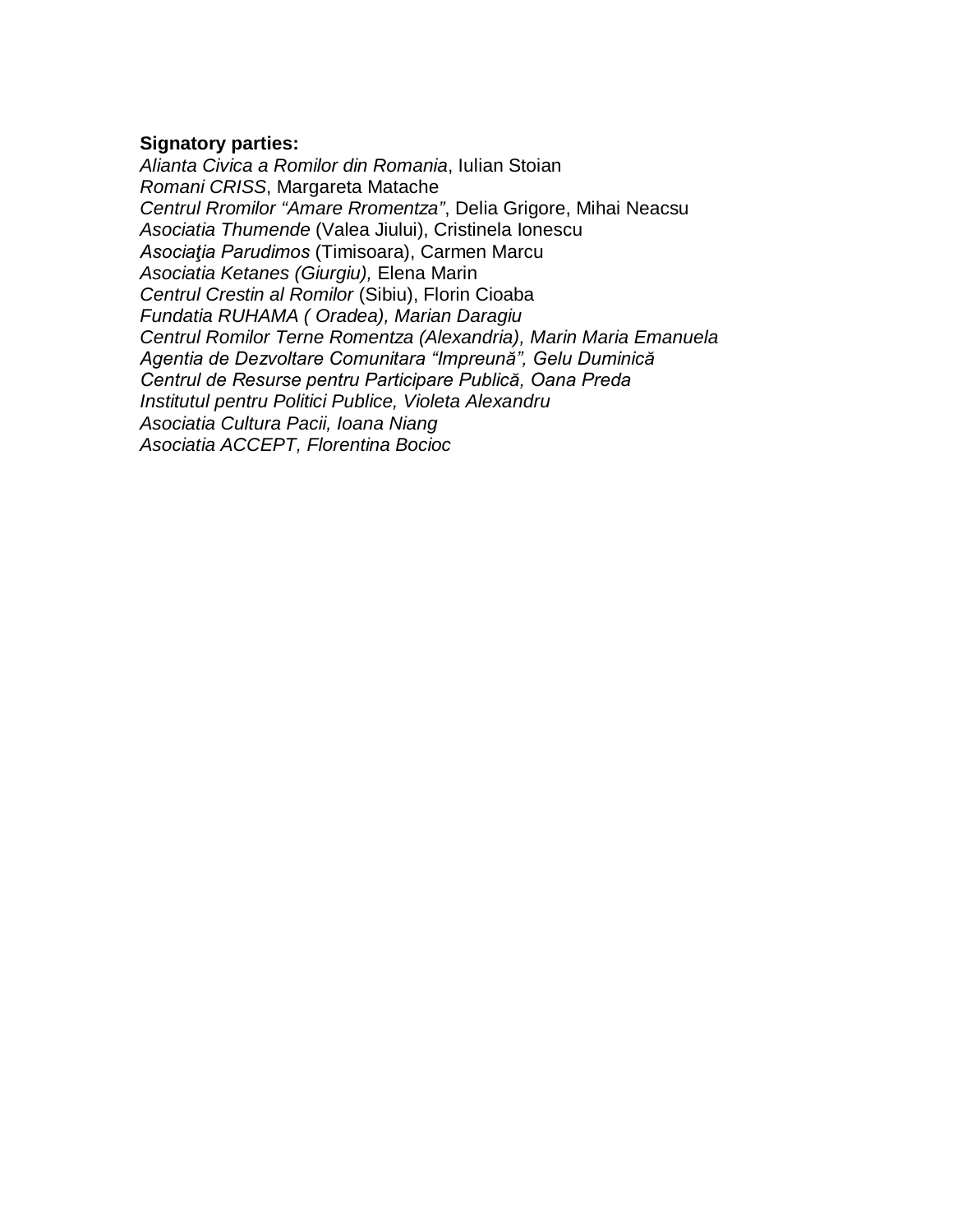**Signatory parties:**  
*Alianta Civica a Romilor din Romania*, Iulian Stoian  
*Romani CRISS*, Margareta Matache  
*Centrul Rromilor "Amare Rromentza"*, Delia Grigore, Mihai Neacsu  
*Asociatia Thumende* (Valea Jiului), Cristinela Ionescu  
*Asociaţia Parudimos* (Timisoara), Carmen Marcu  
*Asociatia Ketanes (Giurgiu),* Elena Marin  
*Centrul Crestin al Romilor* (Sibiu), Florin Cioaba  
*Fundatia RUHAMA ( Oradea), Marian Daragiu*  
*Centrul Romilor Terne Romentza (Alexandria), Marin Maria Emanuela*  
*Agentia de Dezvoltare Comunitara "Impreună", Gelu Duminică*  
*Centrul de Resurse pentru Participare Publică, Oana Preda*  
*Institutul pentru Politici Publice, Violeta Alexandru*  
*Asociatia Cultura Pacii, Ioana Niang*  
*Asociatia ACCEPT, Florentina Bocioc*